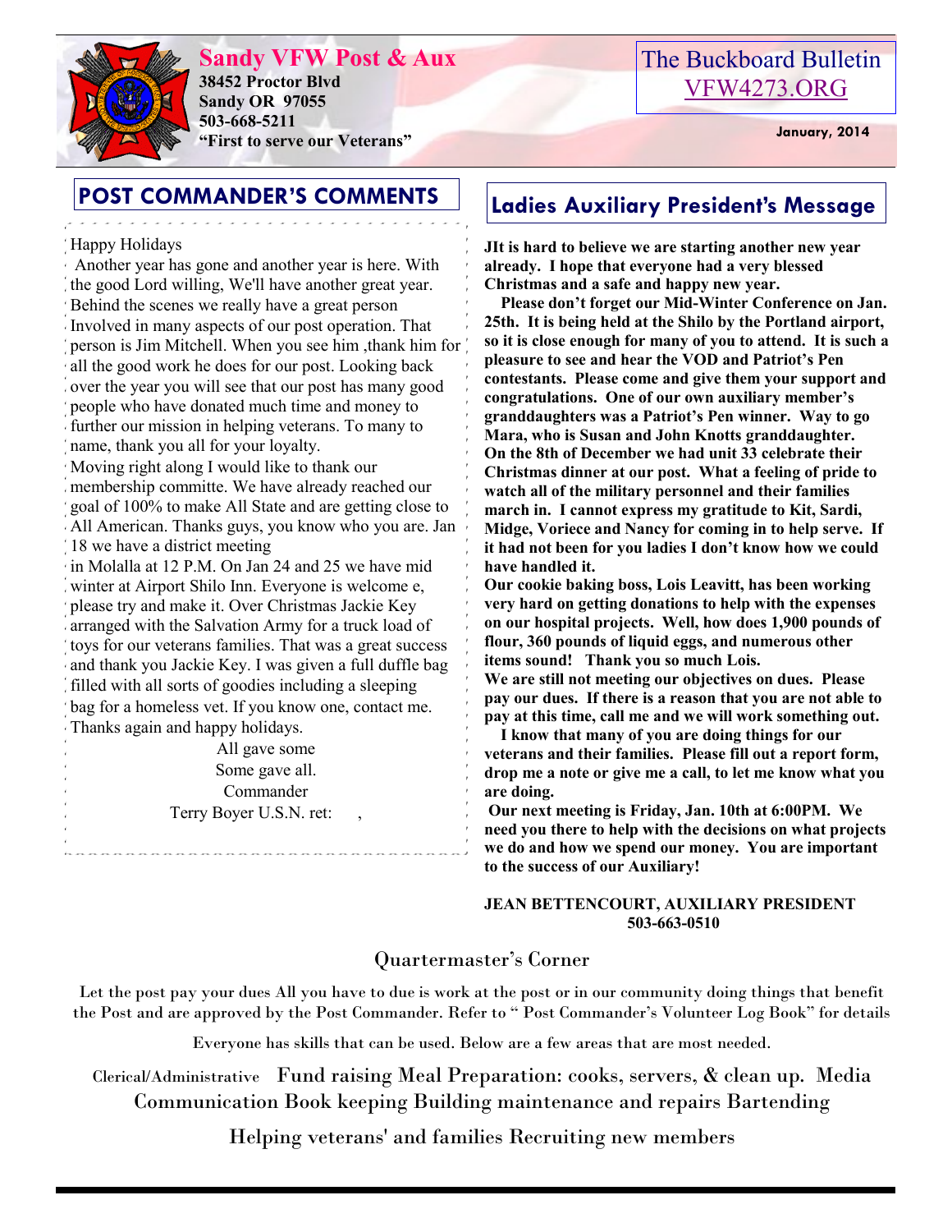# Sandy VFW Post & Aux

**38452 Proctor Blvd**
**Sandy OR 97055**
**503-668-5211**
**"First to serve our Veterans"**

The Buckboard Bulletin
VFW4273.ORG

**January, 2014**

## POST COMMANDER'S COMMENTS

Happy Holidays

Another year has gone and another year is here. With the good Lord willing, We'll have another great year. Behind the scenes we really have a great person Involved in many aspects of our post operation. That person is Jim Mitchell. When you see him ,thank him for all the good work he does for our post. Looking back over the year you will see that our post has many good people who have donated much time and money to further our mission in helping veterans. To many to name, thank you all for your loyalty.

Moving right along I would like to thank our membership committe. We have already reached our goal of 100% to make All State and are getting close to All American. Thanks guys, you know who you are. Jan 18 we have a district meeting in Molalla at 12 P.M. On Jan 24 and 25 we have mid winter at Airport Shilo Inn. Everyone is welcome e, please try and make it. Over Christmas Jackie Key arranged with the Salvation Army for a truck load of toys for our veterans families. That was a great success and thank you Jackie Key. I was given a full duffle bag filled with all sorts of goodies including a sleeping bag for a homeless vet. If you know one, contact me. Thanks again and happy holidays.

All gave some
Some gave all.
Commander
Terry Boyer U.S.N. ret: ,

## Ladies Auxiliary President's Message

**JIt is hard to believe we are starting another new year already. I hope that everyone had a very blessed Christmas and a safe and happy new year.**

**Please don't forget our Mid-Winter Conference on Jan. 25th. It is being held at the Shilo by the Portland airport, so it is close enough for many of you to attend. It is such a pleasure to see and hear the VOD and Patriot's Pen contestants. Please come and give them your support and congratulations. One of our own auxiliary member's granddaughters was a Patriot's Pen winner. Way to go Mara, who is Susan and John Knotts granddaughter. On the 8th of December we had unit 33 celebrate their Christmas dinner at our post. What a feeling of pride to watch all of the military personnel and their families march in. I cannot express my gratitude to Kit, Sardi, Midge, Voriece and Nancy for coming in to help serve. If it had not been for you ladies I don't know how we could have handled it.**

**Our cookie baking boss, Lois Leavitt, has been working very hard on getting donations to help with the expenses on our hospital projects. Well, how does 1,900 pounds of flour, 360 pounds of liquid eggs, and numerous other items sound! Thank you so much Lois.**

**We are still not meeting our objectives on dues. Please pay our dues. If there is a reason that you are not able to pay at this time, call me and we will work something out.**

**I know that many of you are doing things for our veterans and their families. Please fill out a report form, drop me a note or give me a call, to let me know what you are doing.**

**Our next meeting is Friday, Jan. 10th at 6:00PM. We need you there to help with the decisions on what projects we do and how we spend our money. You are important to the success of our Auxiliary!**

**JEAN BETTENCOURT, AUXILIARY PRESIDENT**
**503-663-0510**

## Quartermaster's Corner

Let the post pay your dues All you have to due is work at the post or in our community doing things that benefit the Post and are approved by the Post Commander. Refer to " Post Commander's Volunteer Log Book" for details

Everyone has skills that can be used. Below are a few areas that are most needed.

Clerical/Administrative Fund raising Meal Preparation: cooks, servers, & clean up. Media Communication Book keeping Building maintenance and repairs Bartending

Helping veterans' and families Recruiting new members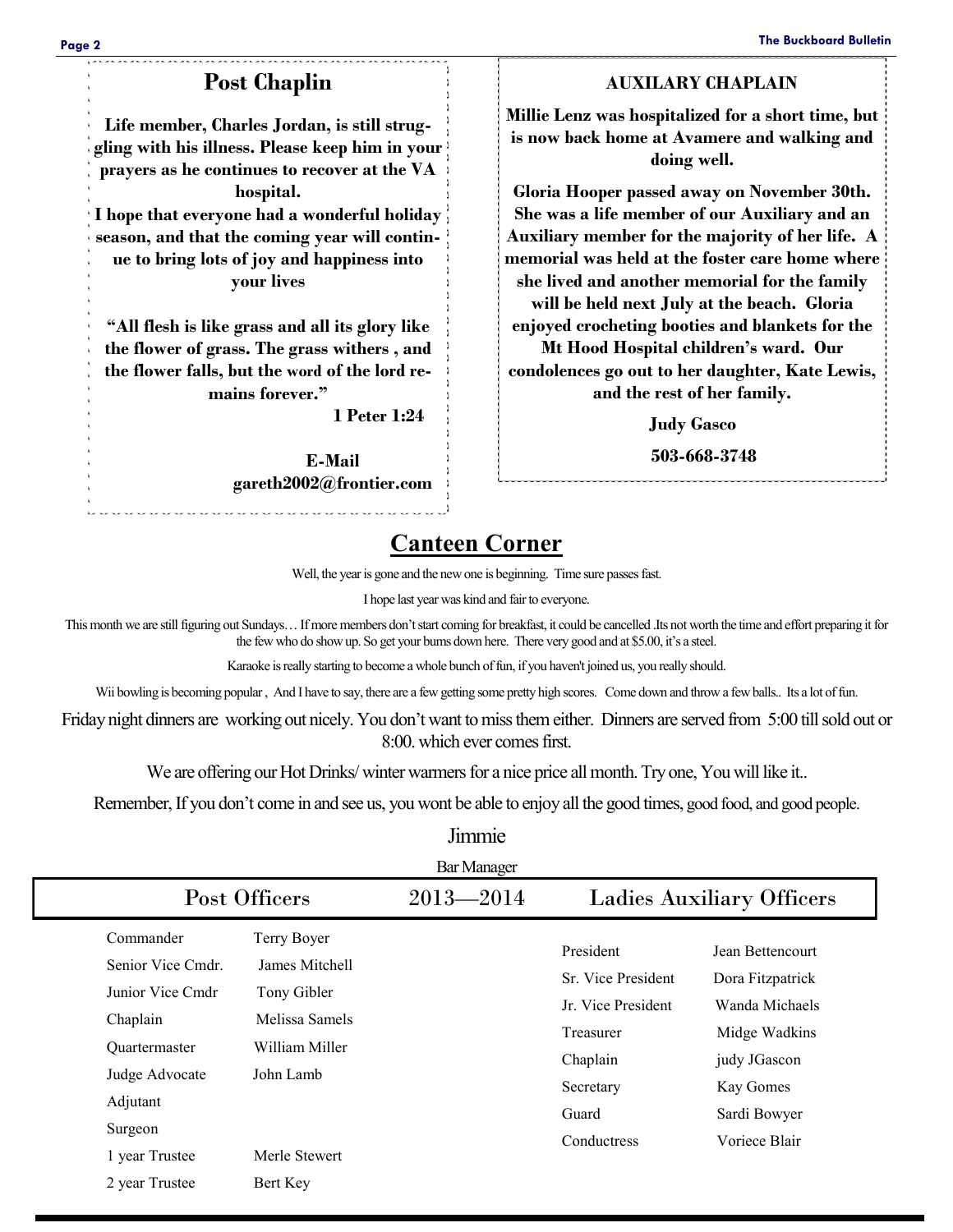## Post Chaplin

**Life member, Charles Jordan, is still struggling with his illness. Please keep him in your prayers as he continues to recover at the VA hospital.**

**I hope that everyone had a wonderful holiday season, and that the coming year will continue to bring lots of joy and happiness into your lives**

**"All flesh is like grass and all its glory like the flower of grass. The grass withers , and the flower falls, but the word of the lord remains forever."**

**1 Peter 1:24**

**E-Mail**
**gareth2002@frontier.com**

## AUXILARY CHAPLAIN

**Millie Lenz was hospitalized for a short time, but is now back home at Avamere and walking and doing well.**

**Gloria Hooper passed away on November 30th. She was a life member of our Auxiliary and an Auxiliary member for the majority of her life. A memorial was held at the foster care home where she lived and another memorial for the family will be held next July at the beach. Gloria enjoyed crocheting booties and blankets for the Mt Hood Hospital children's ward. Our condolences go out to her daughter, Kate Lewis, and the rest of her family.**

**Judy Gasco**

**503-668-3748**

## Canteen Corner

Well, the year is gone and the new one is beginning. Time sure passes fast.

I hope last year was kind and fair to everyone.

This month we are still figuring out Sundays… If more members don't start coming for breakfast, it could be cancelled .Its not worth the time and effort preparing it for the few who do show up. So get your bums down here. There very good and at $5.00, it's a steel.

Karaoke is really starting to become a whole bunch of fun, if you haven't joined us, you really should.

Wii bowling is becoming popular , And I have to say, there are a few getting some pretty high scores. Come down and throw a few balls.. Its a lot of fun.

Friday night dinners are working out nicely. You don't want to miss them either. Dinners are served from 5:00 till sold out or 8:00. which ever comes first.

We are offering our Hot Drinks/ winter warmers for a nice price all month. Try one, You will like it..

Remember, If you don't come in and see us, you wont be able to enjoy all the good times, good food, and good people.

Jimmie

Bar Manager

## Post Officers 2013—2014

| Position | Name |
|---|---|
| Commander | Terry Boyer |
| Senior Vice Cmdr. | James Mitchell |
| Junior Vice Cmdr | Tony Gibler |
| Chaplain | Melissa Samels |
| Quartermaster | William Miller |
| Judge Advocate | John Lamb |
| Adjutant | |
| Surgeon | |
| 1 year Trustee | Merle Stewert |
| 2 year Trustee | Bert Key |

## Ladies Auxiliary Officers

| Position | Name |
|---|---|
| President | Jean Bettencourt |
| Sr. Vice President | Dora Fitzpatrick |
| Jr. Vice President | Wanda Michaels |
| Treasurer | Midge Wadkins |
| Chaplain | judy JGascon |
| Secretary | Kay Gomes |
| Guard | Sardi Bowyer |
| Conductress | Voriece Blair |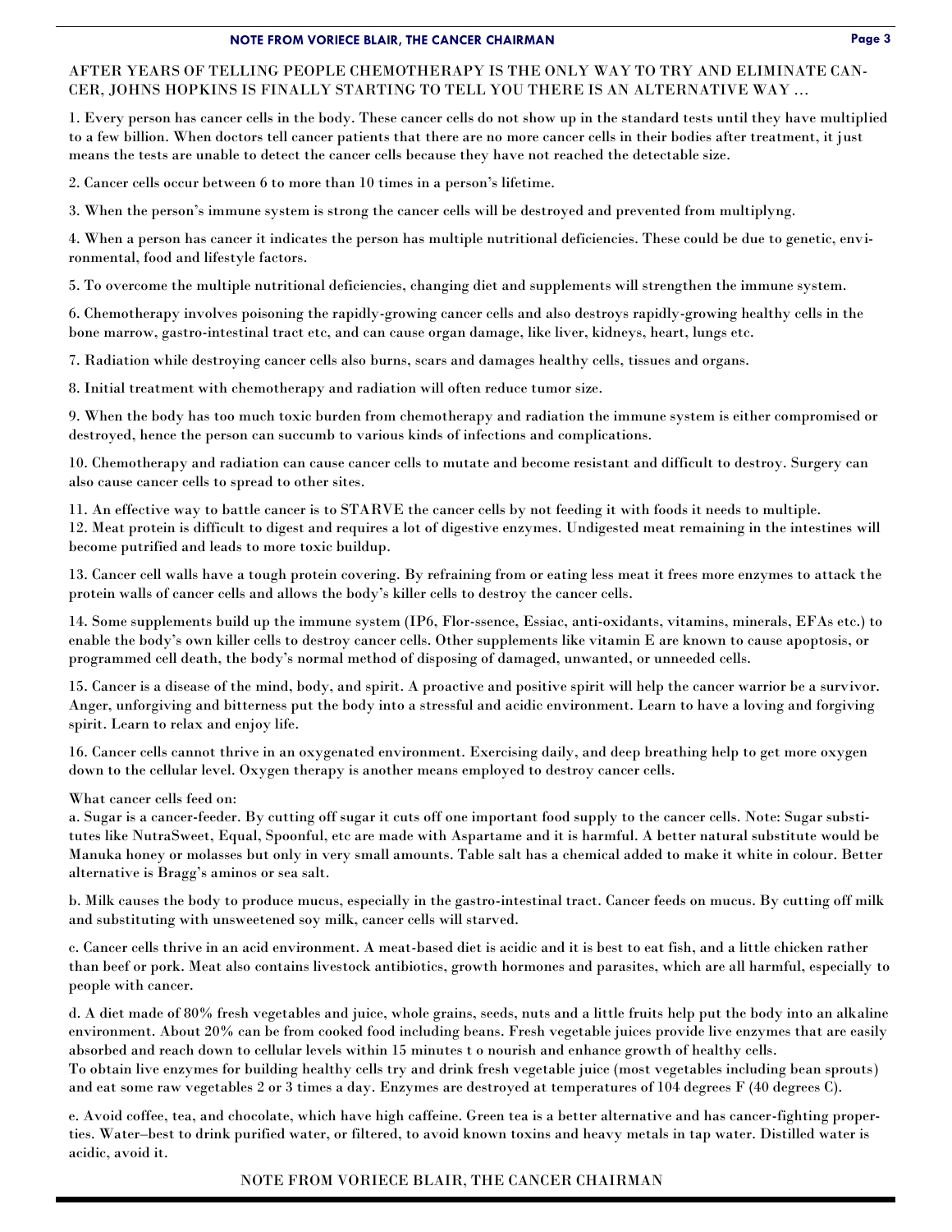AFTER YEARS OF TELLING PEOPLE CHEMOTHERAPY IS THE ONLY WAY TO TRY AND ELIMINATE CANCER, JOHNS HOPKINS IS FINALLY STARTING TO TELL YOU THERE IS AN ALTERNATIVE WAY …

1. Every person has cancer cells in the body. These cancer cells do not show up in the standard tests until they have multiplied to a few billion. When doctors tell cancer patients that there are no more cancer cells in their bodies after treatment, it just means the tests are unable to detect the cancer cells because they have not reached the detectable size.

2. Cancer cells occur between 6 to more than 10 times in a person's lifetime.

3. When the person's immune system is strong the cancer cells will be destroyed and prevented from multiplyng.

4. When a person has cancer it indicates the person has multiple nutritional deficiencies. These could be due to genetic, environmental, food and lifestyle factors.

5. To overcome the multiple nutritional deficiencies, changing diet and supplements will strengthen the immune system.

6. Chemotherapy involves poisoning the rapidly-growing cancer cells and also destroys rapidly-growing healthy cells in the bone marrow, gastro-intestinal tract etc, and can cause organ damage, like liver, kidneys, heart, lungs etc.

7. Radiation while destroying cancer cells also burns, scars and damages healthy cells, tissues and organs.

8. Initial treatment with chemotherapy and radiation will often reduce tumor size.

9. When the body has too much toxic burden from chemotherapy and radiation the immune system is either compromised or destroyed, hence the person can succumb to various kinds of infections and complications.

10. Chemotherapy and radiation can cause cancer cells to mutate and become resistant and difficult to destroy. Surgery can also cause cancer cells to spread to other sites.

11. An effective way to battle cancer is to STARVE the cancer cells by not feeding it with foods it needs to multiple.

12. Meat protein is difficult to digest and requires a lot of digestive enzymes. Undigested meat remaining in the intestines will become putrified and leads to more toxic buildup.

13. Cancer cell walls have a tough protein covering. By refraining from or eating less meat it frees more enzymes to attack the protein walls of cancer cells and allows the body's killer cells to destroy the cancer cells.

14. Some supplements build up the immune system (IP6, Flor-ssence, Essiac, anti-oxidants, vitamins, minerals, EFAs etc.) to enable the body's own killer cells to destroy cancer cells. Other supplements like vitamin E are known to cause apoptosis, or programmed cell death, the body's normal method of disposing of damaged, unwanted, or unneeded cells.

15. Cancer is a disease of the mind, body, and spirit. A proactive and positive spirit will help the cancer warrior be a survivor. Anger, unforgiving and bitterness put the body into a stressful and acidic environment. Learn to have a loving and forgiving spirit. Learn to relax and enjoy life.

16. Cancer cells cannot thrive in an oxygenated environment. Exercising daily, and deep breathing help to get more oxygen down to the cellular level. Oxygen therapy is another means employed to destroy cancer cells.

What cancer cells feed on:

a. Sugar is a cancer-feeder. By cutting off sugar it cuts off one important food supply to the cancer cells. Note: Sugar substitutes like NutraSweet, Equal, Spoonful, etc are made with Aspartame and it is harmful. A better natural substitute would be Manuka honey or molasses but only in very small amounts. Table salt has a chemical added to make it white in colour. Better alternative is Bragg's aminos or sea salt.

b. Milk causes the body to produce mucus, especially in the gastro-intestinal tract. Cancer feeds on mucus. By cutting off milk and substituting with unsweetened soy milk, cancer cells will starved.

c. Cancer cells thrive in an acid environment. A meat-based diet is acidic and it is best to eat fish, and a little chicken rather than beef or pork. Meat also contains livestock antibiotics, growth hormones and parasites, which are all harmful, especially to people with cancer.

d. A diet made of 80% fresh vegetables and juice, whole grains, seeds, nuts and a little fruits help put the body into an alkaline environment. About 20% can be from cooked food including beans. Fresh vegetable juices provide live enzymes that are easily absorbed and reach down to cellular levels within 15 minutes t o nourish and enhance growth of healthy cells.
To obtain live enzymes for building healthy cells try and drink fresh vegetable juice (most vegetables including bean sprouts) and eat some raw vegetables 2 or 3 times a day. Enzymes are destroyed at temperatures of 104 degrees F (40 degrees C).

e. Avoid coffee, tea, and chocolate, which have high caffeine. Green tea is a better alternative and has cancer-fighting properties. Water–best to drink purified water, or filtered, to avoid known toxins and heavy metals in tap water. Distilled water is acidic, avoid it.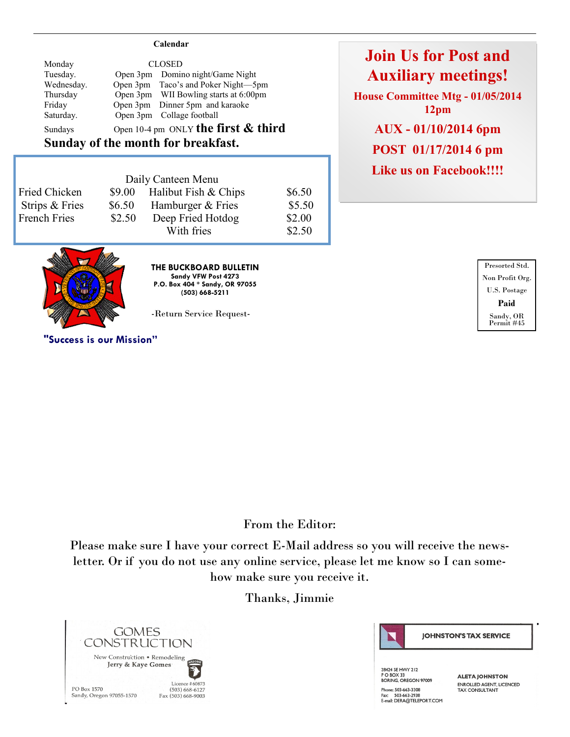**Calendar**

| | | |
|---|---|---|
| Monday | | CLOSED |
| Tuesday. | Open 3pm | Domino night/Game Night |
| Wednesday. | Open 3pm | Taco's and Poker Night—5pm |
| Thursday | Open 3pm | WII Bowling starts at 6:00pm |
| Friday | Open 3pm | Dinner 5pm and karaoke |
| Saturday. | Open 3pm | Collage football |
| Sundays | Open 10-4 pm ONLY **the first & third** | |

**Sunday of the month for breakfast.**

Daily Canteen Menu

| | | | |
|---|---|---|---|
| Fried Chicken | $9.00 | Halibut Fish & Chips | $6.50 |
| Strips & Fries | $6.50 | Hamburger & Fries | $5.50 |
| French Fries | $2.50 | Deep Fried Hotdog | $2.00 |
| | | With fries | $2.50 |

# Join Us for Post and Auxiliary meetings!

**House Committee Mtg - 01/05/2014 12pm**

**AUX - 01/10/2014 6pm**

**POST 01/17/2014 6 pm**

**Like us on Facebook!!!!**

**THE BUCKBOARD BULLETIN**
**Sandy VFW Post 4273**
**P.O. Box 404 * Sandy, OR 97055**
**(503) 668-5211**

-Return Service Request-

**"Success is our Mission"**

Presorted Std.
Non Profit Org.
U.S. Postage
**Paid**
Sandy, OR
Permit #45

From the Editor:

Please make sure I have your correct E-Mail address so you will receive the newsletter. Or if you do not use any online service, please let me know so I can somehow make sure you receive it.

Thanks, Jimmie

GOMES CONSTRUCTION
New Construction • Remodeling
Jerry & Kaye Gomes
PO Box 1570
Sandy, Oregon 97055-1570
Licence #60873
(503) 668-6127
Fax (503) 668-9003

JOHNSTON'S TAX SERVICE
28424 SE HWY 212
P O BOX 33
BORING, OREGON 97009
Phone: 503-663-3308
Fax: 503-663-2938
E-mail: DERA@TELEPORT.COM
ALETA JOHNSTON
ENROLLED AGENT, LICENCED TAX CONSULTANT